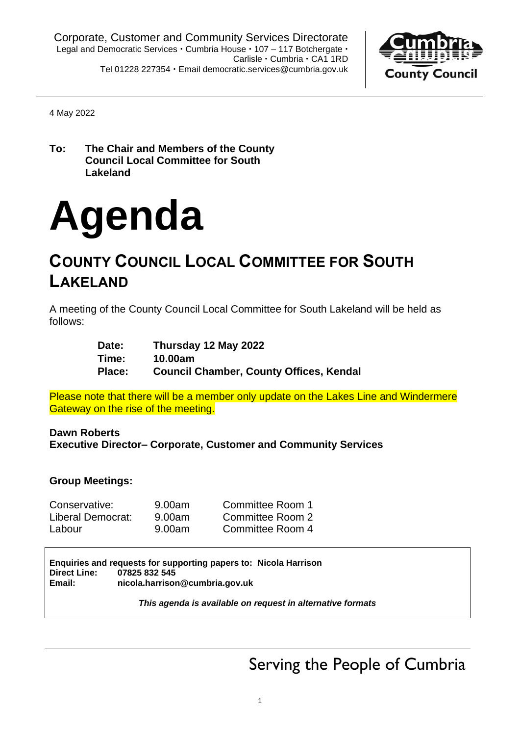Corporate, Customer and Community Services Directorate
Legal and Democratic Services • Cumbria House • 107 – 117 Botchergate • Carlisle • Cumbria • CA1 1RD
Tel 01228 227354 • Email democratic.services@cumbria.gov.uk

Cumbria County Council

4 May 2022

**To: The Chair and Members of the County Council Local Committee for South Lakeland**

# Agenda

## COUNTY COUNCIL LOCAL COMMITTEE FOR SOUTH LAKELAND

A meeting of the County Council Local Committee for South Lakeland will be held as follows:

**Date:** **Thursday 12 May 2022**
**Time:** **10.00am**
**Place:** **Council Chamber, County Offices, Kendal**

Please note that there will be a member only update on the Lakes Line and Windermere Gateway on the rise of the meeting.

**Dawn Roberts**
**Executive Director– Corporate, Customer and Community Services**

**Group Meetings:**

| | | |
|---|---|---|
| Conservative: | 9.00am | Committee Room 1 |
| Liberal Democrat: | 9.00am | Committee Room 2 |
| Labour | 9.00am | Committee Room 4 |

**Enquiries and requests for supporting papers to: Nicola Harrison**
**Direct Line: 07825 832 545**
**Email: nicola.harrison@cumbria.gov.uk**

***This agenda is available on request in alternative formats***

Serving the People of Cumbria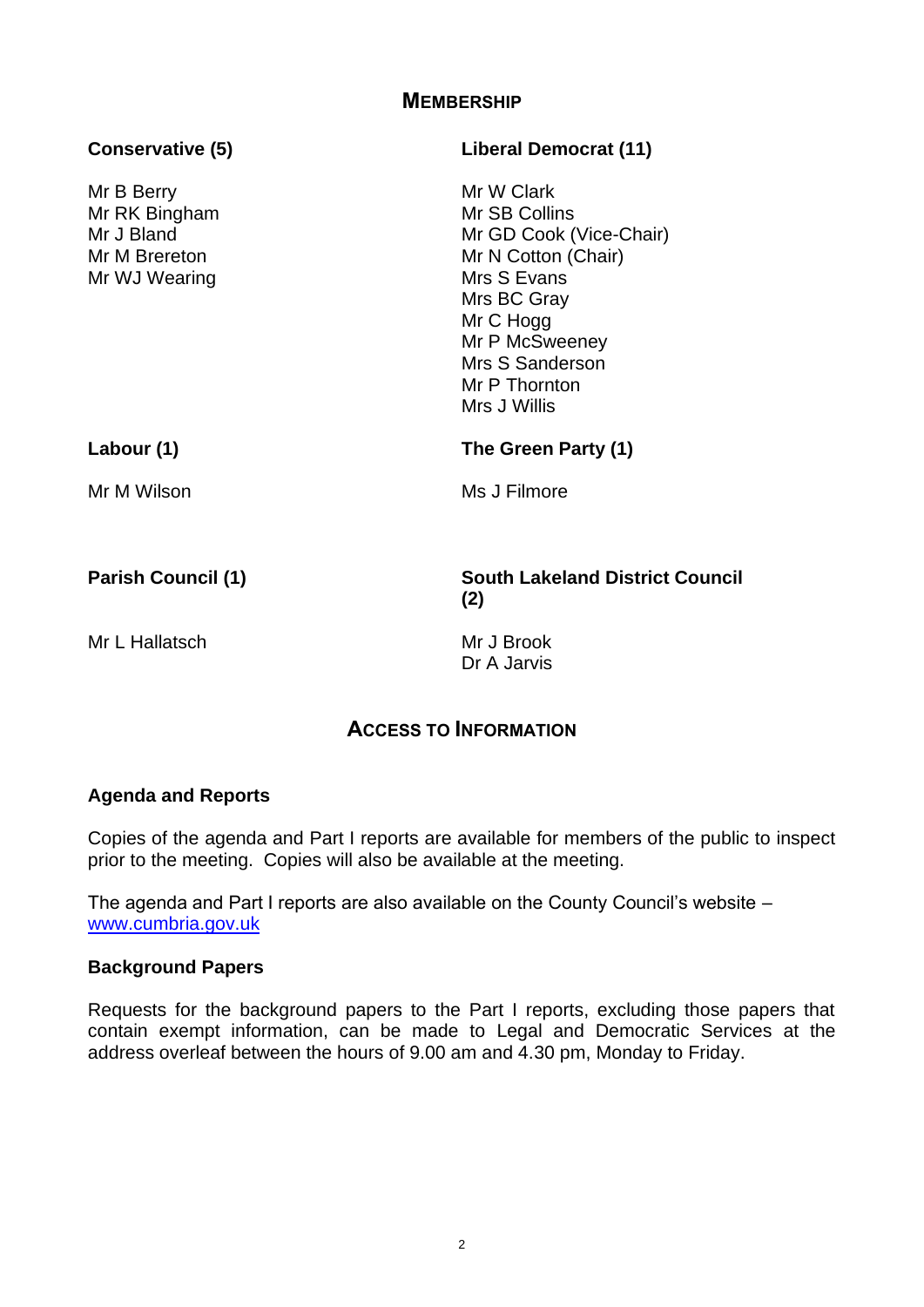## Membership

**Conservative (5)**

Mr B Berry
Mr RK Bingham
Mr J Bland
Mr M Brereton
Mr WJ Wearing

**Liberal Democrat (11)**

Mr W Clark
Mr SB Collins
Mr GD Cook (Vice-Chair)
Mr N Cotton (Chair)
Mrs S Evans
Mrs BC Gray
Mr C Hogg
Mr P McSweeney
Mrs S Sanderson
Mr P Thornton
Mrs J Willis

**Labour (1)**

Mr M Wilson

**The Green Party (1)**

Ms J Filmore

**Parish Council (1)**

Mr L Hallatsch

**South Lakeland District Council (2)**

Mr J Brook
Dr A Jarvis

## Access to Information

### Agenda and Reports

Copies of the agenda and Part I reports are available for members of the public to inspect prior to the meeting. Copies will also be available at the meeting.

The agenda and Part I reports are also available on the County Council's website – www.cumbria.gov.uk

### Background Papers

Requests for the background papers to the Part I reports, excluding those papers that contain exempt information, can be made to Legal and Democratic Services at the address overleaf between the hours of 9.00 am and 4.30 pm, Monday to Friday.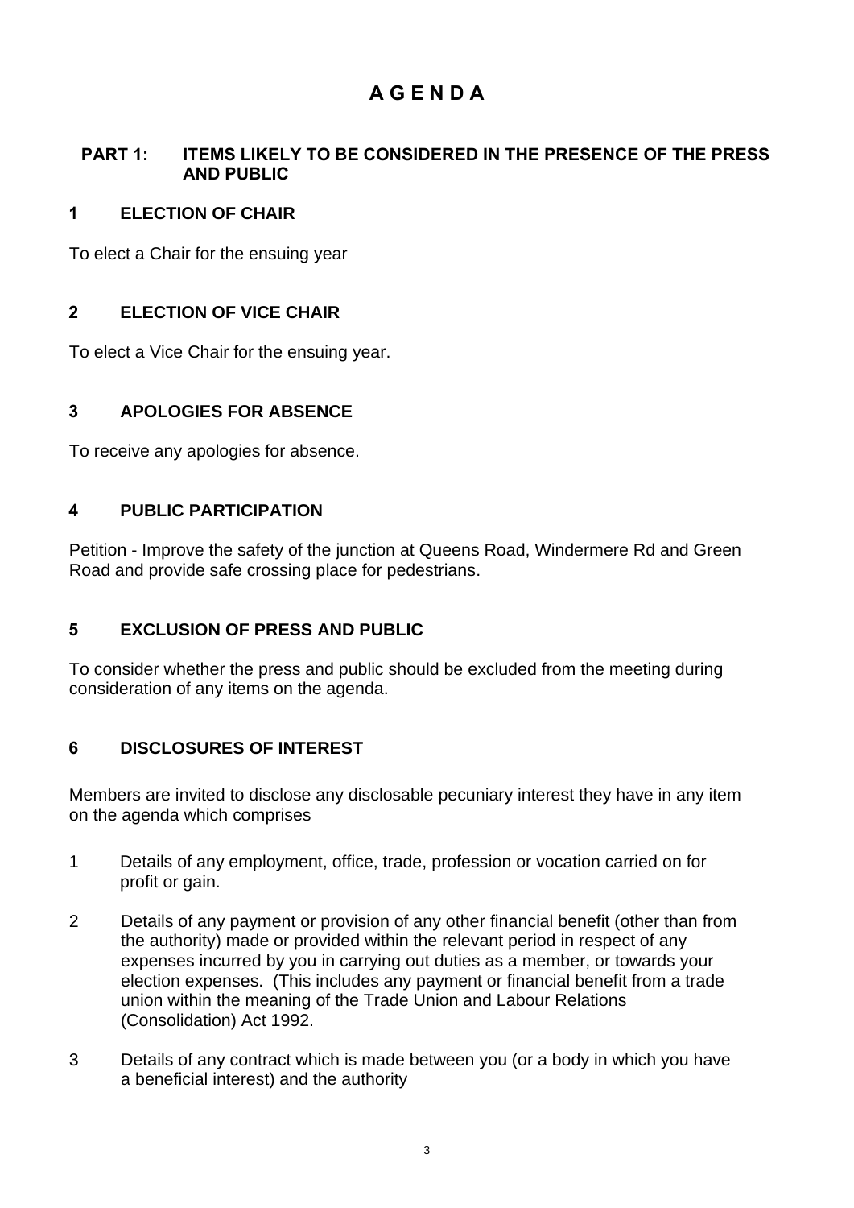# A G E N D A

## PART 1: ITEMS LIKELY TO BE CONSIDERED IN THE PRESENCE OF THE PRESS AND PUBLIC

### 1 ELECTION OF CHAIR

To elect a Chair for the ensuing year

### 2 ELECTION OF VICE CHAIR

To elect a Vice Chair for the ensuing year.

### 3 APOLOGIES FOR ABSENCE

To receive any apologies for absence.

### 4 PUBLIC PARTICIPATION

Petition - Improve the safety of the junction at Queens Road, Windermere Rd and Green Road and provide safe crossing place for pedestrians.

### 5 EXCLUSION OF PRESS AND PUBLIC

To consider whether the press and public should be excluded from the meeting during consideration of any items on the agenda.

### 6 DISCLOSURES OF INTEREST

Members are invited to disclose any disclosable pecuniary interest they have in any item on the agenda which comprises

1. Details of any employment, office, trade, profession or vocation carried on for profit or gain.
2. Details of any payment or provision of any other financial benefit (other than from the authority) made or provided within the relevant period in respect of any expenses incurred by you in carrying out duties as a member, or towards your election expenses. (This includes any payment or financial benefit from a trade union within the meaning of the Trade Union and Labour Relations (Consolidation) Act 1992.
3. Details of any contract which is made between you (or a body in which you have a beneficial interest) and the authority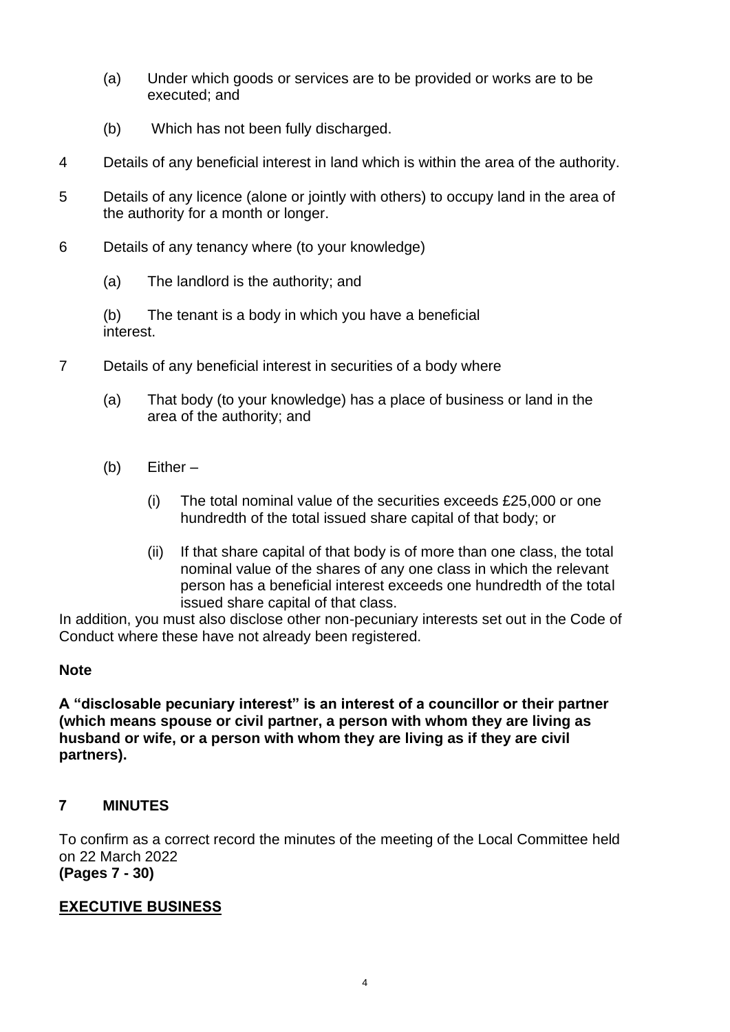(a) Under which goods or services are to be provided or works are to be executed; and

(b) Which has not been fully discharged.

4 Details of any beneficial interest in land which is within the area of the authority.

5 Details of any licence (alone or jointly with others) to occupy land in the area of the authority for a month or longer.

6 Details of any tenancy where (to your knowledge)

(a) The landlord is the authority; and

(b) The tenant is a body in which you have a beneficial interest.

7 Details of any beneficial interest in securities of a body where

(a) That body (to your knowledge) has a place of business or land in the area of the authority; and

(b) Either –

(i) The total nominal value of the securities exceeds £25,000 or one hundredth of the total issued share capital of that body; or

(ii) If that share capital of that body is of more than one class, the total nominal value of the shares of any one class in which the relevant person has a beneficial interest exceeds one hundredth of the total issued share capital of that class.

In addition, you must also disclose other non-pecuniary interests set out in the Code of Conduct where these have not already been registered.

**Note**

**A "disclosable pecuniary interest" is an interest of a councillor or their partner (which means spouse or civil partner, a person with whom they are living as husband or wife, or a person with whom they are living as if they are civil partners).**

## 7 MINUTES

To confirm as a correct record the minutes of the meeting of the Local Committee held on 22 March 2022
**(Pages 7 - 30)**

## EXECUTIVE BUSINESS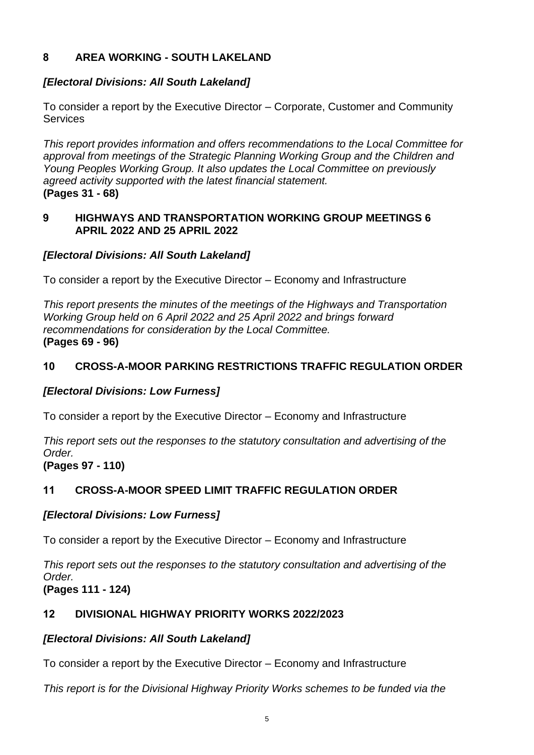## 8 AREA WORKING - SOUTH LAKELAND

***[Electoral Divisions: All South Lakeland]***

To consider a report by the Executive Director – Corporate, Customer and Community Services

*This report provides information and offers recommendations to the Local Committee for approval from meetings of the Strategic Planning Working Group and the Children and Young Peoples Working Group. It also updates the Local Committee on previously agreed activity supported with the latest financial statement.*
**(Pages 31 - 68)**

## 9 HIGHWAYS AND TRANSPORTATION WORKING GROUP MEETINGS 6 APRIL 2022 AND 25 APRIL 2022

***[Electoral Divisions: All South Lakeland]***

To consider a report by the Executive Director – Economy and Infrastructure

*This report presents the minutes of the meetings of the Highways and Transportation Working Group held on 6 April 2022 and 25 April 2022 and brings forward recommendations for consideration by the Local Committee.*
**(Pages 69 - 96)**

## 10 CROSS-A-MOOR PARKING RESTRICTIONS TRAFFIC REGULATION ORDER

***[Electoral Divisions: Low Furness]***

To consider a report by the Executive Director – Economy and Infrastructure

*This report sets out the responses to the statutory consultation and advertising of the Order.*
**(Pages 97 - 110)**

## 11 CROSS-A-MOOR SPEED LIMIT TRAFFIC REGULATION ORDER

***[Electoral Divisions: Low Furness]***

To consider a report by the Executive Director – Economy and Infrastructure

*This report sets out the responses to the statutory consultation and advertising of the Order.*
**(Pages 111 - 124)**

## 12 DIVISIONAL HIGHWAY PRIORITY WORKS 2022/2023

***[Electoral Divisions: All South Lakeland]***

To consider a report by the Executive Director – Economy and Infrastructure

*This report is for the Divisional Highway Priority Works schemes to be funded via the*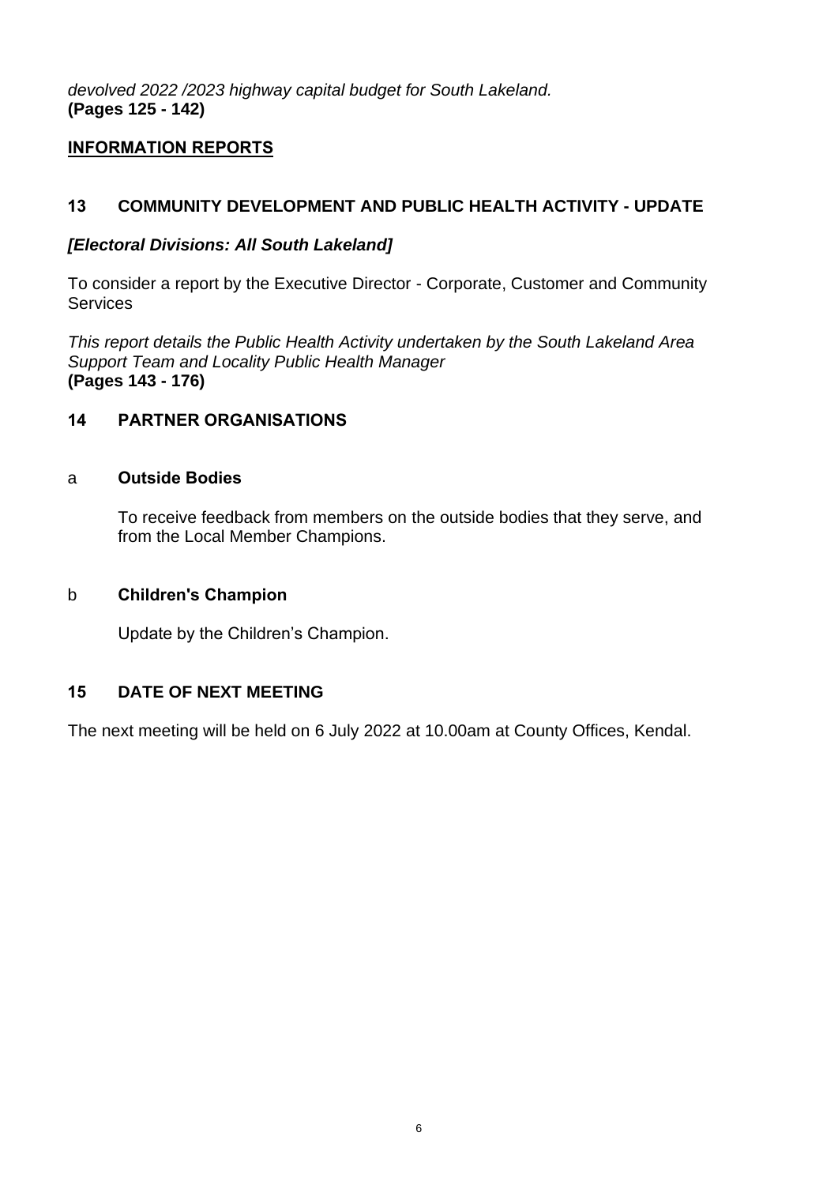*devolved 2022 /2023 highway capital budget for South Lakeland.*
**(Pages 125 - 142)**

## INFORMATION REPORTS

### 13 COMMUNITY DEVELOPMENT AND PUBLIC HEALTH ACTIVITY - UPDATE

***[Electoral Divisions: All South Lakeland]***

To consider a report by the Executive Director - Corporate, Customer and Community Services

*This report details the Public Health Activity undertaken by the South Lakeland Area Support Team and Locality Public Health Manager*
**(Pages 143 - 176)**

### 14 PARTNER ORGANISATIONS

a **Outside Bodies**

To receive feedback from members on the outside bodies that they serve, and from the Local Member Champions.

b **Children's Champion**

Update by the Children's Champion.

### 15 DATE OF NEXT MEETING

The next meeting will be held on 6 July 2022 at 10.00am at County Offices, Kendal.